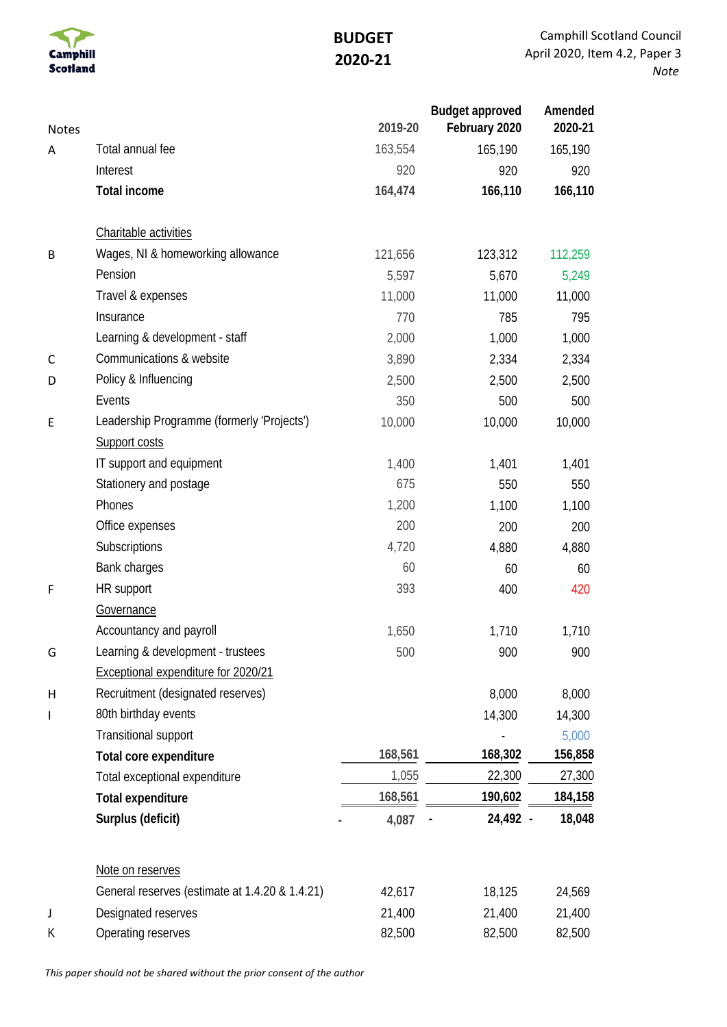Camphill Scotland

# BUDGET 2020-21

Camphill Scotland Council
April 2020, Item 4.2, Paper 3
*Note*

| Notes | | 2019-20 | Budget approved February 2020 | Amended 2020-21 |
|---|---|---|---|---|
| A | Total annual fee | 163,554 | 165,190 | 165,190 |
| | Interest | 920 | 920 | 920 |
| | **Total income** | **164,474** | **166,110** | **166,110** |
| | | | | |
| | Charitable activities | | | |
| B | Wages, NI & homeworking allowance | 121,656 | 123,312 | 112,259 |
| | Pension | 5,597 | 5,670 | 5,249 |
| | Travel & expenses | 11,000 | 11,000 | 11,000 |
| | Insurance | 770 | 785 | 795 |
| | Learning & development - staff | 2,000 | 1,000 | 1,000 |
| C | Communications & website | 3,890 | 2,334 | 2,334 |
| D | Policy & Influencing | 2,500 | 2,500 | 2,500 |
| | Events | 350 | 500 | 500 |
| E | Leadership Programme (formerly 'Projects') | 10,000 | 10,000 | 10,000 |
| | Support costs | | | |
| | IT support and equipment | 1,400 | 1,401 | 1,401 |
| | Stationery and postage | 675 | 550 | 550 |
| | Phones | 1,200 | 1,100 | 1,100 |
| | Office expenses | 200 | 200 | 200 |
| | Subscriptions | 4,720 | 4,880 | 4,880 |
| | Bank charges | 60 | 60 | 60 |
| F | HR support | 393 | 400 | 420 |
| | Governance | | | |
| | Accountancy and payroll | 1,650 | 1,710 | 1,710 |
| G | Learning & development - trustees | 500 | 900 | 900 |
| | Exceptional expenditure for 2020/21 | | | |
| H | Recruitment (designated reserves) | | 8,000 | 8,000 |
| I | 80th birthday events | | 14,300 | 14,300 |
| | Transitional support | | - | 5,000 |
| | **Total core expenditure** | **168,561** | **168,302** | **156,858** |
| | Total exceptional expenditure | 1,055 | 22,300 | 27,300 |
| | **Total expenditure** | **168,561** | **190,602** | **184,158** |
| | **Surplus (deficit)** | **- 4,087** | **- 24,492** | **- 18,048** |
| | | | | |
| | Note on reserves | | | |
| | General reserves (estimate at 1.4.20 & 1.4.21) | 42,617 | 18,125 | 24,569 |
| J | Designated reserves | 21,400 | 21,400 | 21,400 |
| K | Operating reserves | 82,500 | 82,500 | 82,500 |

*This paper should not be shared without the prior consent of the author*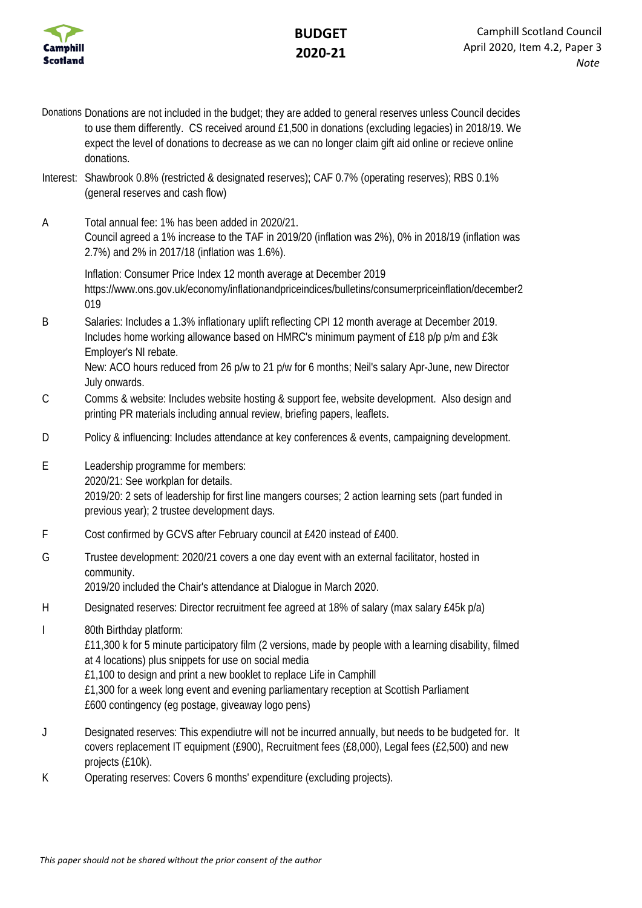# BUDGET 2020-21

Camphill Scotland Council
April 2020, Item 4.2, Paper 3
*Note*

| | |
|---|---|
| Donations | Donations are not included in the budget; they are added to general reserves unless Council decides to use them differently. CS received around £1,500 in donations (excluding legacies) in 2018/19. We expect the level of donations to decrease as we can no longer claim gift aid online or recieve online donations. |
| Interest: | Shawbrook 0.8% (restricted & designated reserves); CAF 0.7% (operating reserves); RBS 0.1% (general reserves and cash flow) |
| A | Total annual fee: 1% has been added in 2020/21.<br>Council agreed a 1% increase to the TAF in 2019/20 (inflation was 2%), 0% in 2018/19 (inflation was 2.7%) and 2% in 2017/18 (inflation was 1.6%).<br><br>Inflation: Consumer Price Index 12 month average at December 2019<br>https://www.ons.gov.uk/economy/inflationandpriceindices/bulletins/consumerpriceinflation/december2019 |
| B | Salaries: Includes a 1.3% inflationary uplift reflecting CPI 12 month average at December 2019. Includes home working allowance based on HMRC's minimum payment of £18 p/p p/m and £3k Employer's NI rebate.<br>New: ACO hours reduced from 26 p/w to 21 p/w for 6 months; Neil's salary Apr-June, new Director July onwards. |
| C | Comms & website: Includes website hosting & support fee, website development. Also design and printing PR materials including annual review, briefing papers, leaflets. |
| D | Policy & influencing: Includes attendance at key conferences & events, campaigning development. |
| E | Leadership programme for members:<br>2020/21: See workplan for details.<br>2019/20: 2 sets of leadership for first line mangers courses; 2 action learning sets (part funded in previous year); 2 trustee development days. |
| F | Cost confirmed by GCVS after February council at £420 instead of £400. |
| G | Trustee development: 2020/21 covers a one day event with an external facilitator, hosted in community.<br>2019/20 included the Chair's attendance at Dialogue in March 2020. |
| H | Designated reserves: Director recruitment fee agreed at 18% of salary (max salary £45k p/a) |
| I | 80th Birthday platform:<br>£11,300 k for 5 minute participatory film (2 versions, made by people with a learning disability, filmed at 4 locations) plus snippets for use on social media<br>£1,100 to design and print a new booklet to replace Life in Camphill<br>£1,300 for a week long event and evening parliamentary reception at Scottish Parliament<br>£600 contingency (eg postage, giveaway logo pens) |
| J | Designated reserves: This expendiutre will not be incurred annually, but needs to be budgeted for. It covers replacement IT equipment (£900), Recruitment fees (£8,000), Legal fees (£2,500) and new projects (£10k). |
| K | Operating reserves: Covers 6 months' expenditure (excluding projects). |

*This paper should not be shared without the prior consent of the author*